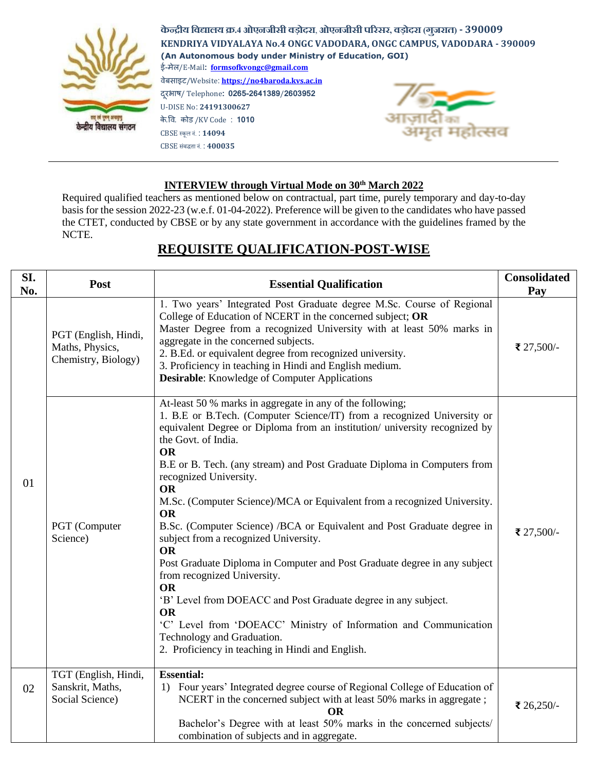**केन्द्रीय विद्यालय क्र.4 ओएनजीसी वड़ोदरा, ओएनजीसी परिसर, वड़ोदरा (गुजरात) - 390009**

**KENDRIYA VIDYALAYA No.4 ONGC VADODARA, ONGC CAMPUS, VADODARA - 390009**

**(An Autonomous body under Ministry of Education, GOI)**

ई-मेल/E-Mail: **formsofkvongc@gmail.com**

वेबसाइट/Website: **https://no4baroda.kvs.ac.in**

दूरभाष/ Telephone: **0265-2641389/2603952**

U-DISE No: **24191300627**

के.वि. कोड /KV Code : **1010**

CBSE स्कूल नं. : **14094**

CBSE संबद्धता नं. : **400035**

केन्द्रीय विद्यालय संगठन

आज़ादी का अमृत महोत्सव

---

**INTERVIEW through Virtual Mode on 30th March 2022**

Required qualified teachers as mentioned below on contractual, part time, purely temporary and day-to-day basis for the session 2022-23 (w.e.f. 01-04-2022). Preference will be given to the candidates who have passed the CTET, conducted by CBSE or by any state government in accordance with the guidelines framed by the NCTE.

## REQUISITE QUALIFICATION-POST-WISE

| SI. No. | Post | Essential Qualification | Consolidated Pay |
|---|---|---|---|
| 01 | PGT (English, Hindi, Maths, Physics, Chemistry, Biology) | 1. Two years' Integrated Post Graduate degree M.Sc. Course of Regional College of Education of NCERT in the concerned subject; **OR** Master Degree from a recognized University with at least 50% marks in aggregate in the concerned subjects.<br>2. B.Ed. or equivalent degree from recognized university.<br>3. Proficiency in teaching in Hindi and English medium.<br>**Desirable**: Knowledge of Computer Applications | ₹ 27,500/- |
| | PGT (Computer Science) | At-least 50 % marks in aggregate in any of the following;<br>1. B.E or B.Tech. (Computer Science/IT) from a recognized University or equivalent Degree or Diploma from an institution/ university recognized by the Govt. of India.<br>**OR**<br>B.E or B. Tech. (any stream) and Post Graduate Diploma in Computers from recognized University.<br>**OR**<br>M.Sc. (Computer Science)/MCA or Equivalent from a recognized University.<br>**OR**<br>B.Sc. (Computer Science) /BCA or Equivalent and Post Graduate degree in subject from a recognized University.<br>**OR**<br>Post Graduate Diploma in Computer and Post Graduate degree in any subject from recognized University.<br>**OR**<br>'B' Level from DOEACC and Post Graduate degree in any subject.<br>**OR**<br>'C' Level from 'DOEACC' Ministry of Information and Communication Technology and Graduation.<br>2. Proficiency in teaching in Hindi and English. | ₹ 27,500/- |
| 02 | TGT (English, Hindi, Sanskrit, Maths, Social Science) | **Essential:**<br>1) Four years' Integrated degree course of Regional College of Education of NCERT in the concerned subject with at least 50% marks in aggregate ;<br>**OR**<br>Bachelor's Degree with at least 50% marks in the concerned subjects/ combination of subjects and in aggregate. | ₹ 26,250/- |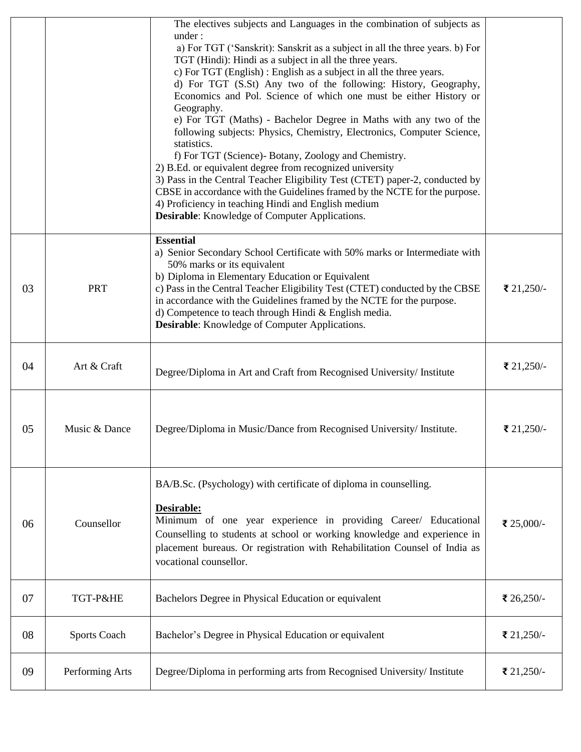| | | | |
|---|---|---|---|
| | | The electives subjects and Languages in the combination of subjects as under :<br>a) For TGT ('Sanskrit): Sanskrit as a subject in all the three years. b) For TGT (Hindi): Hindi as a subject in all the three years.<br>c) For TGT (English) : English as a subject in all the three years.<br>d) For TGT (S.St) Any two of the following: History, Geography, Economics and Pol. Science of which one must be either History or Geography.<br>e) For TGT (Maths) - Bachelor Degree in Maths with any two of the following subjects: Physics, Chemistry, Electronics, Computer Science, statistics.<br>f) For TGT (Science)- Botany, Zoology and Chemistry.<br>2) B.Ed. or equivalent degree from recognized university<br>3) Pass in the Central Teacher Eligibility Test (CTET) paper-2, conducted by CBSE in accordance with the Guidelines framed by the NCTE for the purpose.<br>4) Proficiency in teaching Hindi and English medium<br>**Desirable**: Knowledge of Computer Applications. | |
| 03 | PRT | **Essential**<br>a) Senior Secondary School Certificate with 50% marks or Intermediate with 50% marks or its equivalent<br>b) Diploma in Elementary Education or Equivalent<br>c) Pass in the Central Teacher Eligibility Test (CTET) conducted by the CBSE in accordance with the Guidelines framed by the NCTE for the purpose.<br>d) Competence to teach through Hindi & English media.<br>**Desirable**: Knowledge of Computer Applications. | ₹ 21,250/- |
| 04 | Art & Craft | Degree/Diploma in Art and Craft from Recognised University/ Institute | ₹ 21,250/- |
| 05 | Music & Dance | Degree/Diploma in Music/Dance from Recognised University/ Institute. | ₹ 21,250/- |
| 06 | Counsellor | BA/B.Sc. (Psychology) with certificate of diploma in counselling.<br>**Desirable:**<br>Minimum of one year experience in providing Career/ Educational Counselling to students at school or working knowledge and experience in placement bureaus. Or registration with Rehabilitation Counsel of India as vocational counsellor. | ₹ 25,000/- |
| 07 | TGT-P&HE | Bachelors Degree in Physical Education or equivalent | ₹ 26,250/- |
| 08 | Sports Coach | Bachelor's Degree in Physical Education or equivalent | ₹ 21,250/- |
| 09 | Performing Arts | Degree/Diploma in performing arts from Recognised University/ Institute | ₹ 21,250/- |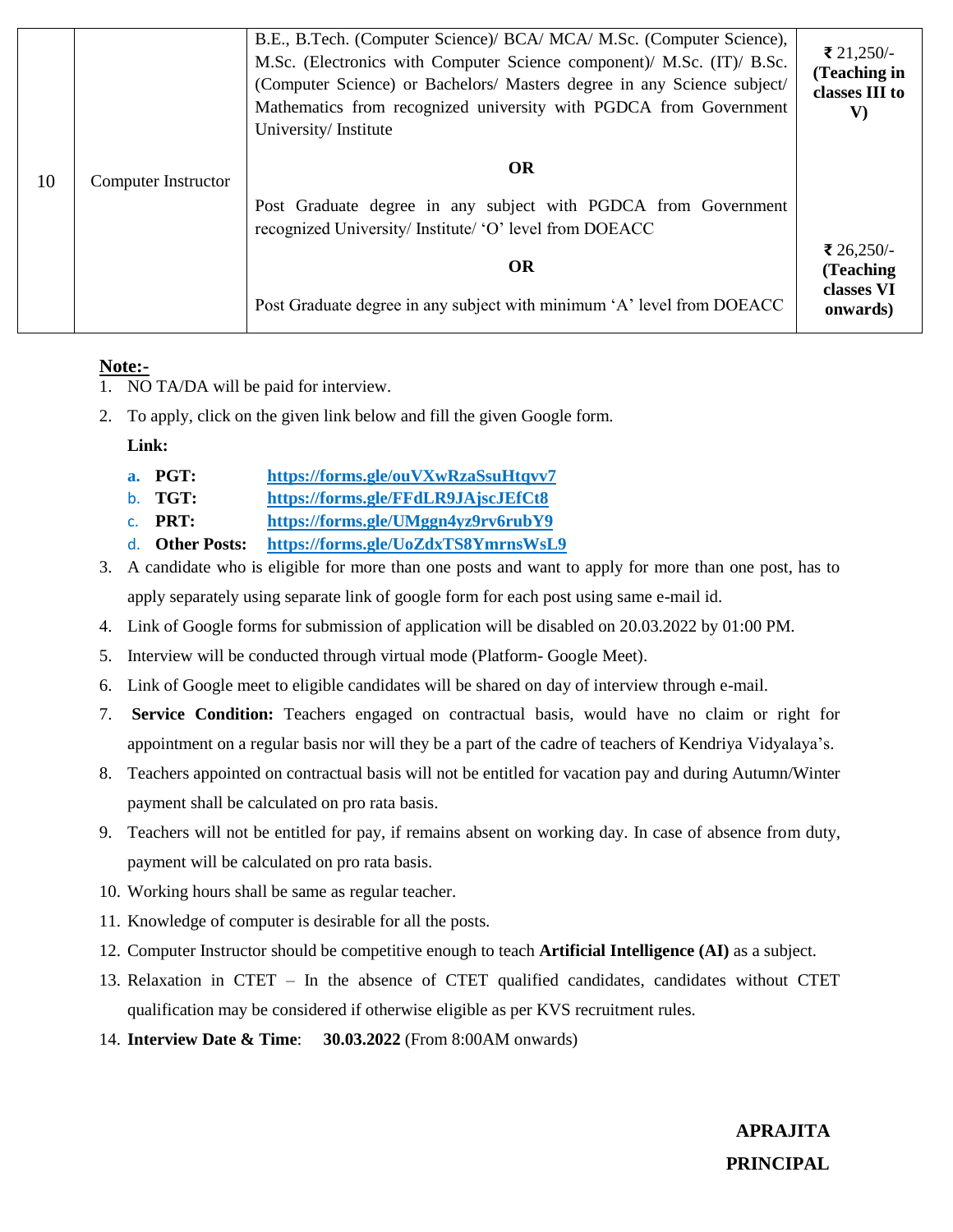| | | | |
|---|---|---|---|
| 10 | Computer Instructor | B.E., B.Tech. (Computer Science)/ BCA/ MCA/ M.Sc. (Computer Science), M.Sc. (Electronics with Computer Science component)/ M.Sc. (IT)/ B.Sc. (Computer Science) or Bachelors/ Masters degree in any Science subject/ Mathematics from recognized university with PGDCA from Government University/ Institute<br><br>**OR**<br><br>Post Graduate degree in any subject with PGDCA from Government recognized University/ Institute/ 'O' level from DOEACC<br><br>**OR**<br><br>Post Graduate degree in any subject with minimum 'A' level from DOEACC | ₹ 21,250/- **(Teaching in classes III to V)**<br><br>₹ 26,250/- **(Teaching classes VI onwards)** |

**Note:-**

1. NO TA/DA will be paid for interview.
2. To apply, click on the given link below and fill the given Google form.

   **Link:**

   a. **PGT:** https://forms.gle/ouVXwRzaSsuHtqvv7
   b. **TGT:** https://forms.gle/FFdLR9JAjscJEfCt8
   c. **PRT:** https://forms.gle/UMggn4yz9rv6rubY9
   d. **Other Posts:** https://forms.gle/UoZdxTS8YmrnsWsL9
3. A candidate who is eligible for more than one posts and want to apply for more than one post, has to apply separately using separate link of google form for each post using same e-mail id.
4. Link of Google forms for submission of application will be disabled on 20.03.2022 by 01:00 PM.
5. Interview will be conducted through virtual mode (Platform- Google Meet).
6. Link of Google meet to eligible candidates will be shared on day of interview through e-mail.
7. **Service Condition:** Teachers engaged on contractual basis, would have no claim or right for appointment on a regular basis nor will they be a part of the cadre of teachers of Kendriya Vidyalaya's.
8. Teachers appointed on contractual basis will not be entitled for vacation pay and during Autumn/Winter payment shall be calculated on pro rata basis.
9. Teachers will not be entitled for pay, if remains absent on working day. In case of absence from duty, payment will be calculated on pro rata basis.
10. Working hours shall be same as regular teacher.
11. Knowledge of computer is desirable for all the posts.
12. Computer Instructor should be competitive enough to teach **Artificial Intelligence (AI)** as a subject.
13. Relaxation in CTET – In the absence of CTET qualified candidates, candidates without CTET qualification may be considered if otherwise eligible as per KVS recruitment rules.
14. **Interview Date & Time**: **30.03.2022** (From 8:00AM onwards)

**APRAJITA**
**PRINCIPAL**